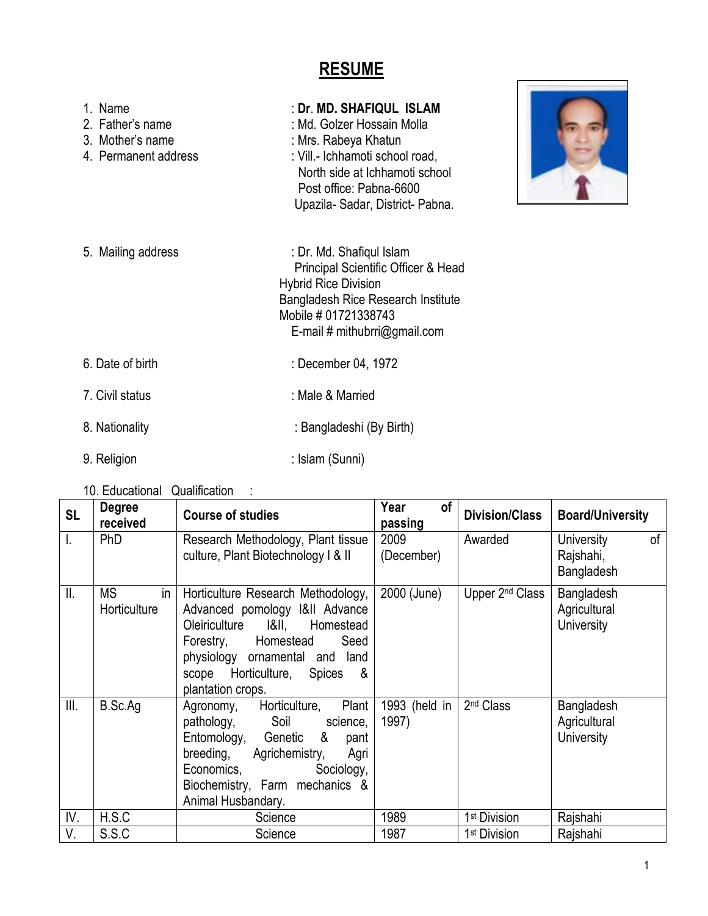# RESUME

1. Name : **Dr. MD. SHAFIQUL ISLAM**
2. Father's name : Md. Golzer Hossain Molla
3. Mother's name : Mrs. Rabeya Khatun
4. Permanent address : Vill.- Ichhamoti school road, North side at Ichhamoti school Post office: Pabna-6600 Upazila- Sadar, District- Pabna.
5. Mailing address : Dr. Md. Shafiqul Islam
   Principal Scientific Officer & Head
   Hybrid Rice Division
   Bangladesh Rice Research Institute
   Mobile # 01721338743
   E-mail # mithubrri@gmail.com
6. Date of birth : December 04, 1972
7. Civil status : Male & Married
8. Nationality : Bangladeshi (By Birth)
9. Religion : Islam (Sunni)
10. Educational Qualification :

| SL | Degree received | Course of studies | Year of passing | Division/Class | Board/University |
|---|---|---|---|---|---|
| I. | PhD | Research Methodology, Plant tissue culture, Plant Biotechnology I & II | 2009 (December) | Awarded | University of Rajshahi, Bangladesh |
| II. | MS in Horticulture | Horticulture Research Methodology, Advanced pomology I&II Advance Oleiriculture I&II, Homestead Forestry, Homestead Seed physiology ornamental and land scope Horticulture, Spices & plantation crops. | 2000 (June) | Upper 2nd Class | Bangladesh Agricultural University |
| III. | B.Sc.Ag | Agronomy, Horticulture, Plant pathology, Soil science, Entomology, Genetic & pant breeding, Agrichemistry, Agri Economics, Sociology, Biochemistry, Farm mechanics & Animal Husbandary. | 1993 (held in 1997) | 2nd Class | Bangladesh Agricultural University |
| IV. | H.S.C | Science | 1989 | 1st Division | Rajshahi |
| V. | S.S.C | Science | 1987 | 1st Division | Rajshahi |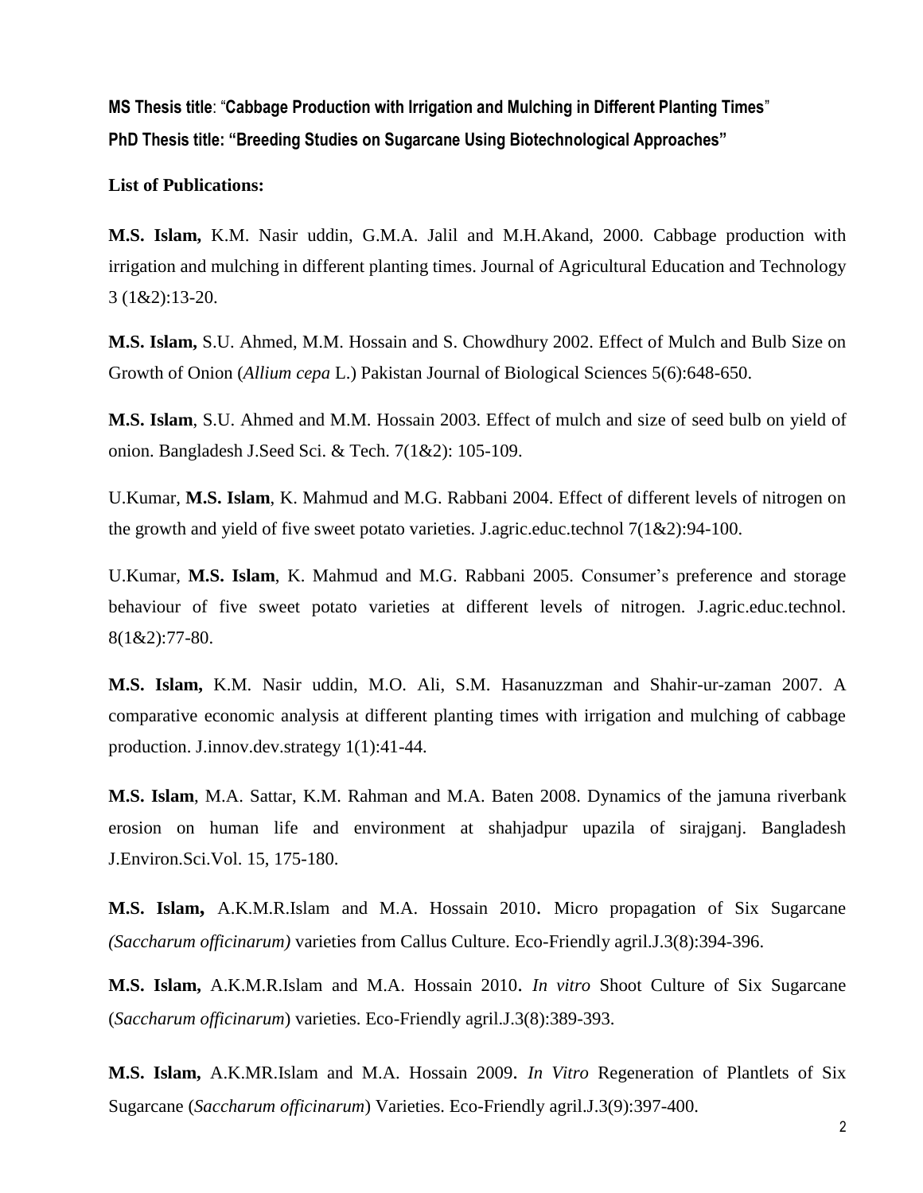**MS Thesis title**: "**Cabbage Production with Irrigation and Mulching in Different Planting Times**"

**PhD Thesis title: "Breeding Studies on Sugarcane Using Biotechnological Approaches"**

**List of Publications:**

**M.S. Islam,** K.M. Nasir uddin, G.M.A. Jalil and M.H.Akand, 2000. Cabbage production with irrigation and mulching in different planting times. Journal of Agricultural Education and Technology 3 (1&2):13-20.

**M.S. Islam,** S.U. Ahmed, M.M. Hossain and S. Chowdhury 2002. Effect of Mulch and Bulb Size on Growth of Onion (*Allium cepa* L.) Pakistan Journal of Biological Sciences 5(6):648-650.

**M.S. Islam**, S.U. Ahmed and M.M. Hossain 2003. Effect of mulch and size of seed bulb on yield of onion. Bangladesh J.Seed Sci. & Tech. 7(1&2): 105-109.

U.Kumar, **M.S. Islam**, K. Mahmud and M.G. Rabbani 2004. Effect of different levels of nitrogen on the growth and yield of five sweet potato varieties. J.agric.educ.technol 7(1&2):94-100.

U.Kumar, **M.S. Islam**, K. Mahmud and M.G. Rabbani 2005. Consumer's preference and storage behaviour of five sweet potato varieties at different levels of nitrogen. J.agric.educ.technol. 8(1&2):77-80.

**M.S. Islam,** K.M. Nasir uddin, M.O. Ali, S.M. Hasanuzzman and Shahir-ur-zaman 2007. A comparative economic analysis at different planting times with irrigation and mulching of cabbage production. J.innov.dev.strategy 1(1):41-44.

**M.S. Islam**, M.A. Sattar, K.M. Rahman and M.A. Baten 2008. Dynamics of the jamuna riverbank erosion on human life and environment at shahjadpur upazila of sirajganj. Bangladesh J.Environ.Sci.Vol. 15, 175-180.

**M.S. Islam,** A.K.M.R.Islam and M.A. Hossain 2010. Micro propagation of Six Sugarcane *(Saccharum officinarum)* varieties from Callus Culture. Eco-Friendly agril.J.3(8):394-396.

**M.S. Islam,** A.K.M.R.Islam and M.A. Hossain 2010. *In vitro* Shoot Culture of Six Sugarcane (*Saccharum officinarum*) varieties. Eco-Friendly agril.J.3(8):389-393.

**M.S. Islam,** A.K.M.R.Islam and M.A. Hossain 2009. *In Vitro* Regeneration of Plantlets of Six Sugarcane (*Saccharum officinarum*) Varieties. Eco-Friendly agril.J.3(9):397-400.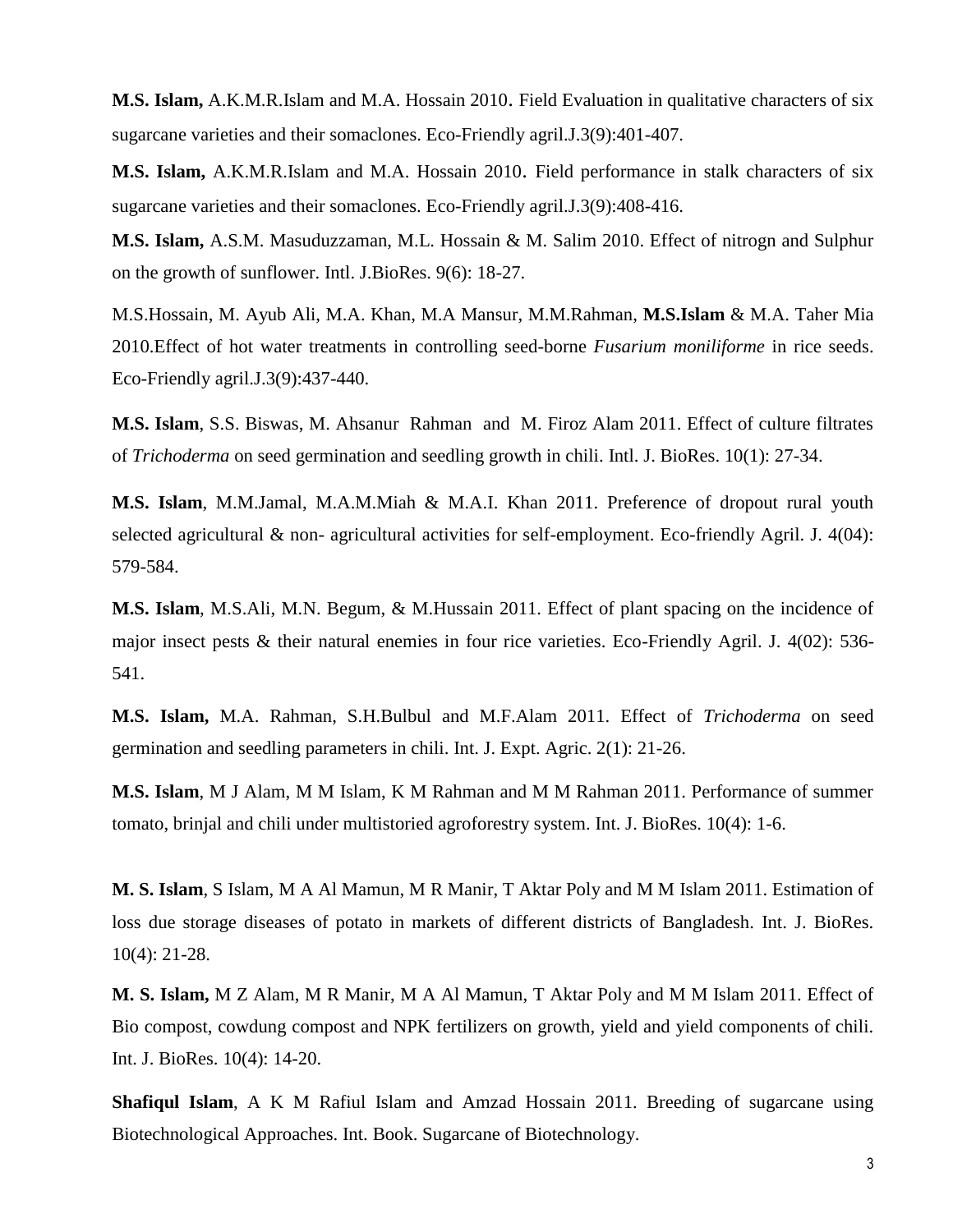**M.S. Islam,** A.K.M.R.Islam and M.A. Hossain 2010. Field Evaluation in qualitative characters of six sugarcane varieties and their somaclones. Eco-Friendly agril.J.3(9):401-407.

**M.S. Islam,** A.K.M.R.Islam and M.A. Hossain 2010. Field performance in stalk characters of six sugarcane varieties and their somaclones. Eco-Friendly agril.J.3(9):408-416.

**M.S. Islam,** A.S.M. Masuduzzaman, M.L. Hossain & M. Salim 2010. Effect of nitrogn and Sulphur on the growth of sunflower. Intl. J.BioRes. 9(6): 18-27.

M.S.Hossain, M. Ayub Ali, M.A. Khan, M.A Mansur, M.M.Rahman, **M.S.Islam** & M.A. Taher Mia 2010.Effect of hot water treatments in controlling seed-borne *Fusarium moniliforme* in rice seeds. Eco-Friendly agril.J.3(9):437-440.

**M.S. Islam**, S.S. Biswas, M. Ahsanur Rahman and M. Firoz Alam 2011. Effect of culture filtrates of *Trichoderma* on seed germination and seedling growth in chili. Intl. J. BioRes. 10(1): 27-34.

**M.S. Islam**, M.M.Jamal, M.A.M.Miah & M.A.I. Khan 2011. Preference of dropout rural youth selected agricultural & non- agricultural activities for self-employment. Eco-friendly Agril. J. 4(04): 579-584.

**M.S. Islam**, M.S.Ali, M.N. Begum, & M.Hussain 2011. Effect of plant spacing on the incidence of major insect pests & their natural enemies in four rice varieties. Eco-Friendly Agril. J. 4(02): 536-541.

**M.S. Islam,** M.A. Rahman, S.H.Bulbul and M.F.Alam 2011. Effect of *Trichoderma* on seed germination and seedling parameters in chili. Int. J. Expt. Agric. 2(1): 21-26.

**M.S. Islam**, M J Alam, M M Islam, K M Rahman and M M Rahman 2011. Performance of summer tomato, brinjal and chili under multistoried agroforestry system. Int. J. BioRes. 10(4): 1-6.

**M. S. Islam**, S Islam, M A Al Mamun, M R Manir, T Aktar Poly and M M Islam 2011. Estimation of loss due storage diseases of potato in markets of different districts of Bangladesh. Int. J. BioRes. 10(4): 21-28.

**M. S. Islam,** M Z Alam, M R Manir, M A Al Mamun, T Aktar Poly and M M Islam 2011. Effect of Bio compost, cowdung compost and NPK fertilizers on growth, yield and yield components of chili. Int. J. BioRes. 10(4): 14-20.

**Shafiqul Islam**, A K M Rafiul Islam and Amzad Hossain 2011. Breeding of sugarcane using Biotechnological Approaches. Int. Book. Sugarcane of Biotechnology.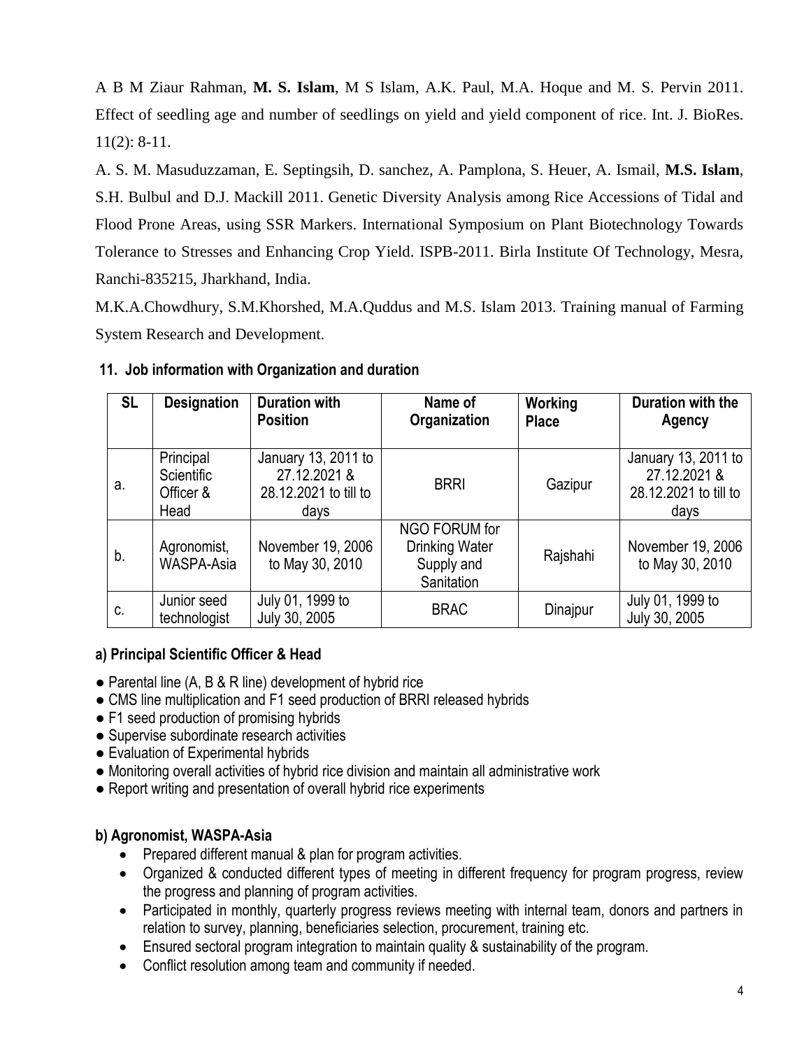A B M Ziaur Rahman, **M. S. Islam**, M S Islam, A.K. Paul, M.A. Hoque and M. S. Pervin 2011. Effect of seedling age and number of seedlings on yield and yield component of rice. Int. J. BioRes. 11(2): 8-11.

A. S. M. Masuduzzaman, E. Septingsih, D. sanchez, A. Pamplona, S. Heuer, A. Ismail, **M.S. Islam**, S.H. Bulbul and D.J. Mackill 2011. Genetic Diversity Analysis among Rice Accessions of Tidal and Flood Prone Areas, using SSR Markers. International Symposium on Plant Biotechnology Towards Tolerance to Stresses and Enhancing Crop Yield. ISPB-2011. Birla Institute Of Technology, Mesra, Ranchi-835215, Jharkhand, India.

M.K.A.Chowdhury, S.M.Khorshed, M.A.Quddus and M.S. Islam 2013. Training manual of Farming System Research and Development.

### 11. Job information with Organization and duration

| SL | Designation | Duration with Position | Name of Organization | Working Place | Duration with the Agency |
|---|---|---|---|---|---|
| a. | Principal Scientific Officer & Head | January 13, 2011 to 27.12.2021 & 28.12.2021 to till to days | BRRI | Gazipur | January 13, 2011 to 27.12.2021 & 28.12.2021 to till to days |
| b. | Agronomist, WASPA-Asia | November 19, 2006 to May 30, 2010 | NGO FORUM for Drinking Water Supply and Sanitation | Rajshahi | November 19, 2006 to May 30, 2010 |
| c. | Junior seed technologist | July 01, 1999 to July 30, 2005 | BRAC | Dinajpur | July 01, 1999 to July 30, 2005 |

#### a) Principal Scientific Officer & Head

- Parental line (A, B & R line) development of hybrid rice
- CMS line multiplication and F1 seed production of BRRI released hybrids
- F1 seed production of promising hybrids
- Supervise subordinate research activities
- Evaluation of Experimental hybrids
- Monitoring overall activities of hybrid rice division and maintain all administrative work
- Report writing and presentation of overall hybrid rice experiments

#### b) Agronomist, WASPA-Asia

- Prepared different manual & plan for program activities.
- Organized & conducted different types of meeting in different frequency for program progress, review the progress and planning of program activities.
- Participated in monthly, quarterly progress reviews meeting with internal team, donors and partners in relation to survey, planning, beneficiaries selection, procurement, training etc.
- Ensured sectoral program integration to maintain quality & sustainability of the program.
- Conflict resolution among team and community if needed.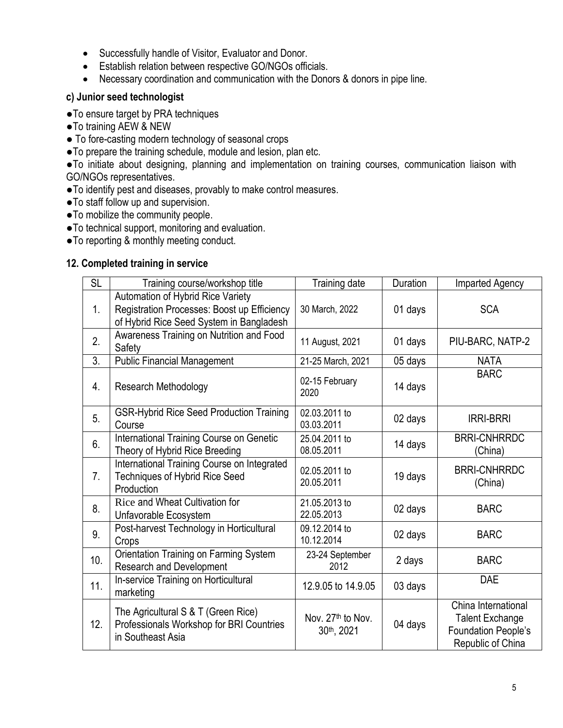- Successfully handle of Visitor, Evaluator and Donor.
- Establish relation between respective GO/NGOs officials.
- Necessary coordination and communication with the Donors & donors in pipe line.

**c) Junior seed technologist**

●To ensure target by PRA techniques

●To training AEW & NEW

● To fore-casting modern technology of seasonal crops

●To prepare the training schedule, module and lesion, plan etc.

●To initiate about designing, planning and implementation on training courses, communication liaison with GO/NGOs representatives.

●To identify pest and diseases, provably to make control measures.

●To staff follow up and supervision.

●To mobilize the community people.

●To technical support, monitoring and evaluation.

●To reporting & monthly meeting conduct.

**12. Completed training in service**

| SL | Training course/workshop title | Training date | Duration | Imparted Agency |
|---|---|---|---|---|
| 1. | Automation of Hybrid Rice Variety Registration Processes: Boost up Efficiency of Hybrid Rice Seed System in Bangladesh | 30 March, 2022 | 01 days | SCA |
| 2. | Awareness Training on Nutrition and Food Safety | 11 August, 2021 | 01 days | PIU-BARC, NATP-2 |
| 3. | Public Financial Management | 21-25 March, 2021 | 05 days | NATA |
| 4. | Research Methodology | 02-15 February 2020 | 14 days | BARC |
| 5. | GSR-Hybrid Rice Seed Production Training Course | 02.03.2011 to 03.03.2011 | 02 days | IRRI-BRRI |
| 6. | International Training Course on Genetic Theory of Hybrid Rice Breeding | 25.04.2011 to 08.05.2011 | 14 days | BRRI-CNHRRDC (China) |
| 7. | International Training Course on Integrated Techniques of Hybrid Rice Seed Production | 02.05.2011 to 20.05.2011 | 19 days | BRRI-CNHRRDC (China) |
| 8. | Rice and Wheat Cultivation for Unfavorable Ecosystem | 21.05.2013 to 22.05.2013 | 02 days | BARC |
| 9. | Post-harvest Technology in Horticultural Crops | 09.12.2014 to 10.12.2014 | 02 days | BARC |
| 10. | Orientation Training on Farming System Research and Development | 23-24 September 2012 | 2 days | BARC |
| 11. | In-service Training on Horticultural marketing | 12.9.05 to 14.9.05 | 03 days | DAE |
| 12. | The Agricultural S & T (Green Rice) Professionals Workshop for BRI Countries in Southeast Asia | Nov. 27th to Nov. 30th, 2021 | 04 days | China International Talent Exchange Foundation People's Republic of China |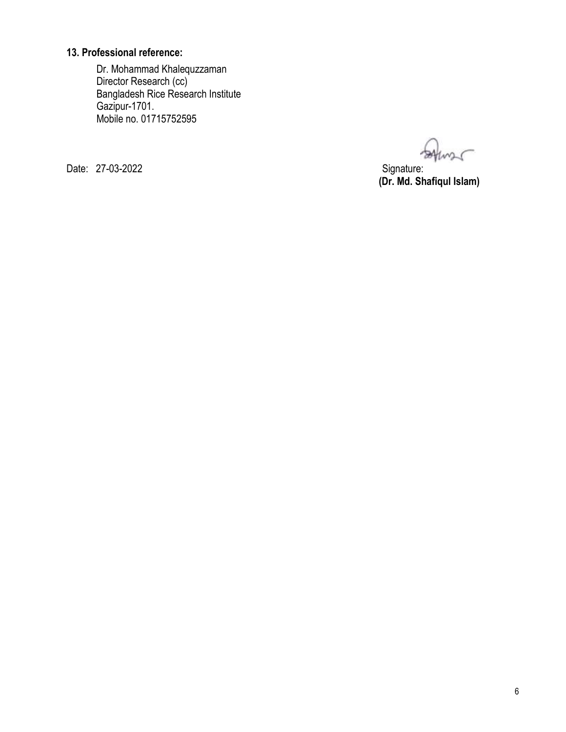**13. Professional reference:**

Dr. Mohammad Khalequzzaman
Director Research (cc)
Bangladesh Rice Research Institute
Gazipur-1701.
Mobile no. 01715752595

Date: 27-03-2022

Signature:
**(Dr. Md. Shafiqul Islam)**